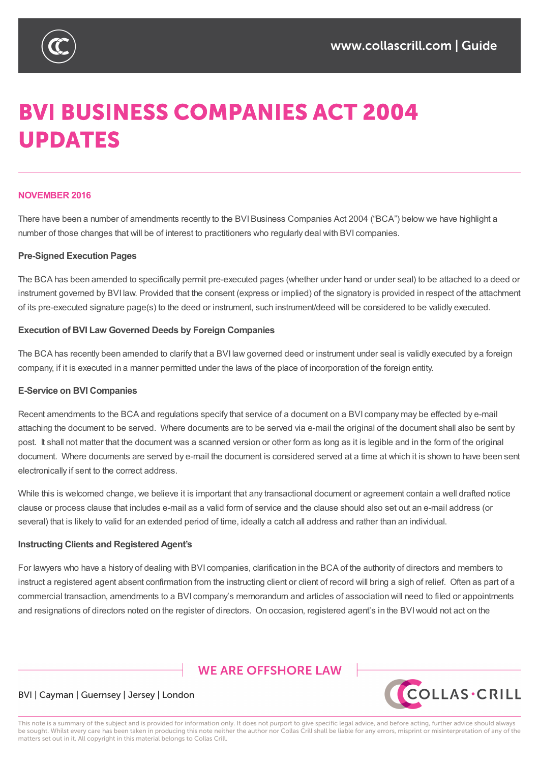# BVI BUSINESS COMPANIES ACT 2004 UPDATES

**NOVEMBER 2016**

There have been a number of amendments recently to the BVI Business Companies Act 2004 ("BCA") below we have highlight a number of those changes that will be of interest to practitioners who regularly deal with BVI companies.

**Pre-Signed Execution Pages**

The BCA has been amended to specifically permit pre-executed pages (whether under hand or under seal) to be attached to a deed or instrument governed by BVI law. Provided that the consent (express or implied) of the signatory is provided in respect of the attachment of its pre-executed signature page(s) to the deed or instrument, such instrument/deed will be considered to be validly executed.

**Execution of BVI Law Governed Deeds by Foreign Companies**

The BCA has recently been amended to clarify that a BVI law governed deed or instrument under seal is validly executed by a foreign company, if it is executed in a manner permitted under the laws of the place of incorporation of the foreign entity.

**E-Service on BVI Companies**

Recent amendments to the BCA and regulations specify that service of a document on a BVI company may be effected by e-mail attaching the document to be served. Where documents are to be served via e-mail the original of the document shall also be sent by post. It shall not matter that the document was a scanned version or other form as long as it is legible and in the form of the original document. Where documents are served by e-mail the document is considered served at a time at which it is shown to have been sent electronically if sent to the correct address.

While this is welcomed change, we believe it is important that any transactional document or agreement contain a well drafted notice clause or process clause that includes e-mail as a valid form of service and the clause should also set out an e-mail address (or several) that is likely to valid for an extended period of time, ideally a catch all address and rather than an individual.

**Instructing Clients and Registered Agent's**

For lawyers who have a history of dealing with BVI companies, clarification in the BCA of the authority of directors and members to instruct a registered agent absent confirmation from the instructing client or client of record will bring a sigh of relief. Often as part of a commercial transaction, amendments to a BVI company's memorandum and articles of association will need to filed or appointments and resignations of directors noted on the register of directors. On occasion, registered agent's in the BVI would not act on the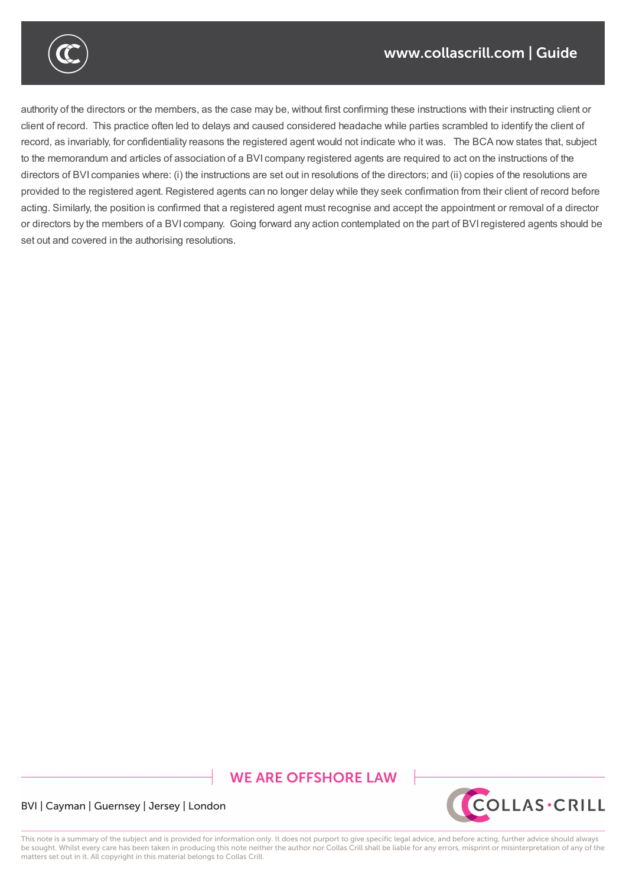authority of the directors or the members, as the case may be, without first confirming these instructions with their instructing client or client of record. This practice often led to delays and caused considered headache while parties scrambled to identify the client of record, as invariably, for confidentiality reasons the registered agent would not indicate who it was. The BCA now states that, subject to the memorandum and articles of association of a BVI company registered agents are required to act on the instructions of the directors of BVI companies where: (i) the instructions are set out in resolutions of the directors; and (ii) copies of the resolutions are provided to the registered agent. Registered agents can no longer delay while they seek confirmation from their client of record before acting. Similarly, the position is confirmed that a registered agent must recognise and accept the appointment or removal of a director or directors by the members of a BVI company. Going forward any action contemplated on the part of BVI registered agents should be set out and covered in the authorising resolutions.

This note is a summary of the subject and is provided for information only. It does not purport to give specific legal advice, and before acting, further advice should always be sought. Whilst every care has been taken in producing this note neither the author nor Collas Crill shall be liable for any errors, misprint or misinterpretation of any of the matters set out in it. All copyright in this material belongs to Collas Crill.